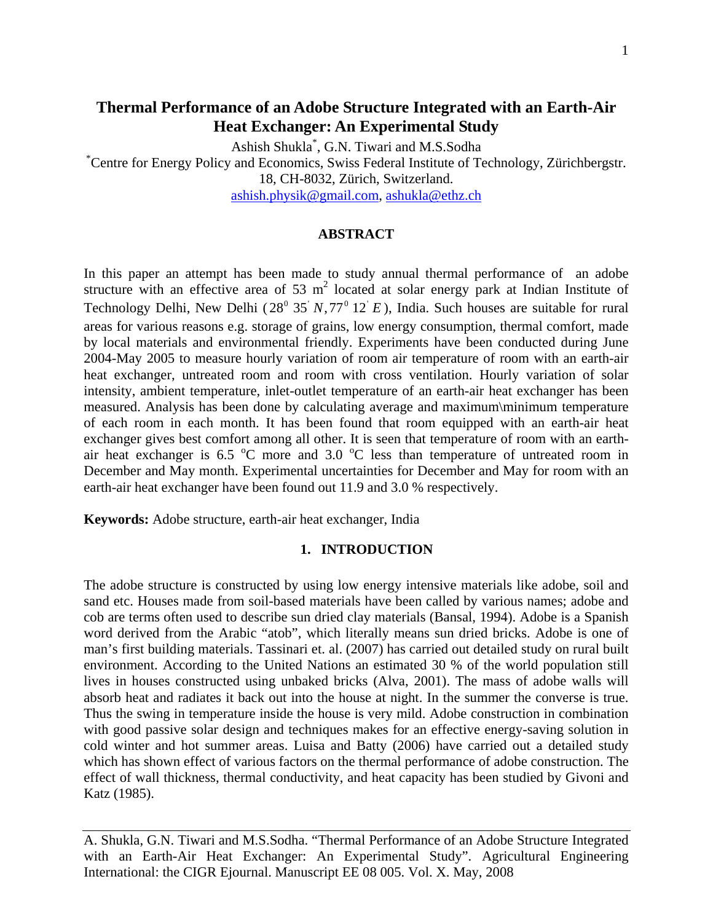# Thermal Performance of an Adobe Structure Integrated with an Earth-Air Heat Exchanger: An Experimental Study

Ashish Shukla*, G.N. Tiwari and M.S.Sodha

*Centre for Energy Policy and Economics, Swiss Federal Institute of Technology, Zürichbergstr. 18, CH-8032, Zürich, Switzerland.

ashish.physik@gmail.com, ashukla@ethz.ch

## ABSTRACT

In this paper an attempt has been made to study annual thermal performance of an adobe structure with an effective area of 53 $m^2$ located at solar energy park at Indian Institute of Technology Delhi, New Delhi ($28^0\ 35^{'}\ N, 77^0\ 12^{'}\ E$), India. Such houses are suitable for rural areas for various reasons e.g. storage of grains, low energy consumption, thermal comfort, made by local materials and environmental friendly. Experiments have been conducted during June 2004-May 2005 to measure hourly variation of room air temperature of room with an earth-air heat exchanger, untreated room and room with cross ventilation. Hourly variation of solar intensity, ambient temperature, inlet-outlet temperature of an earth-air heat exchanger has been measured. Analysis has been done by calculating average and maximum\minimum temperature of each room in each month. It has been found that room equipped with an earth-air heat exchanger gives best comfort among all other. It is seen that temperature of room with an earth-air heat exchanger is 6.5 $^oC$ more and 3.0 $^oC$ less than temperature of untreated room in December and May month. Experimental uncertainties for December and May for room with an earth-air heat exchanger have been found out 11.9 and 3.0 % respectively.

**Keywords:** Adobe structure, earth-air heat exchanger, India

## 1. INTRODUCTION

The adobe structure is constructed by using low energy intensive materials like adobe, soil and sand etc. Houses made from soil-based materials have been called by various names; adobe and cob are terms often used to describe sun dried clay materials (Bansal, 1994). Adobe is a Spanish word derived from the Arabic "atob", which literally means sun dried bricks. Adobe is one of man's first building materials. Tassinari et. al. (2007) has carried out detailed study on rural built environment. According to the United Nations an estimated 30 % of the world population still lives in houses constructed using unbaked bricks (Alva, 2001). The mass of adobe walls will absorb heat and radiates it back out into the house at night. In the summer the converse is true. Thus the swing in temperature inside the house is very mild. Adobe construction in combination with good passive solar design and techniques makes for an effective energy-saving solution in cold winter and hot summer areas. Luisa and Batty (2006) have carried out a detailed study which has shown effect of various factors on the thermal performance of adobe construction. The effect of wall thickness, thermal conductivity, and heat capacity has been studied by Givoni and Katz (1985).

A. Shukla, G.N. Tiwari and M.S.Sodha. "Thermal Performance of an Adobe Structure Integrated with an Earth-Air Heat Exchanger: An Experimental Study". Agricultural Engineering International: the CIGR Ejournal. Manuscript EE 08 005. Vol. X. May, 2008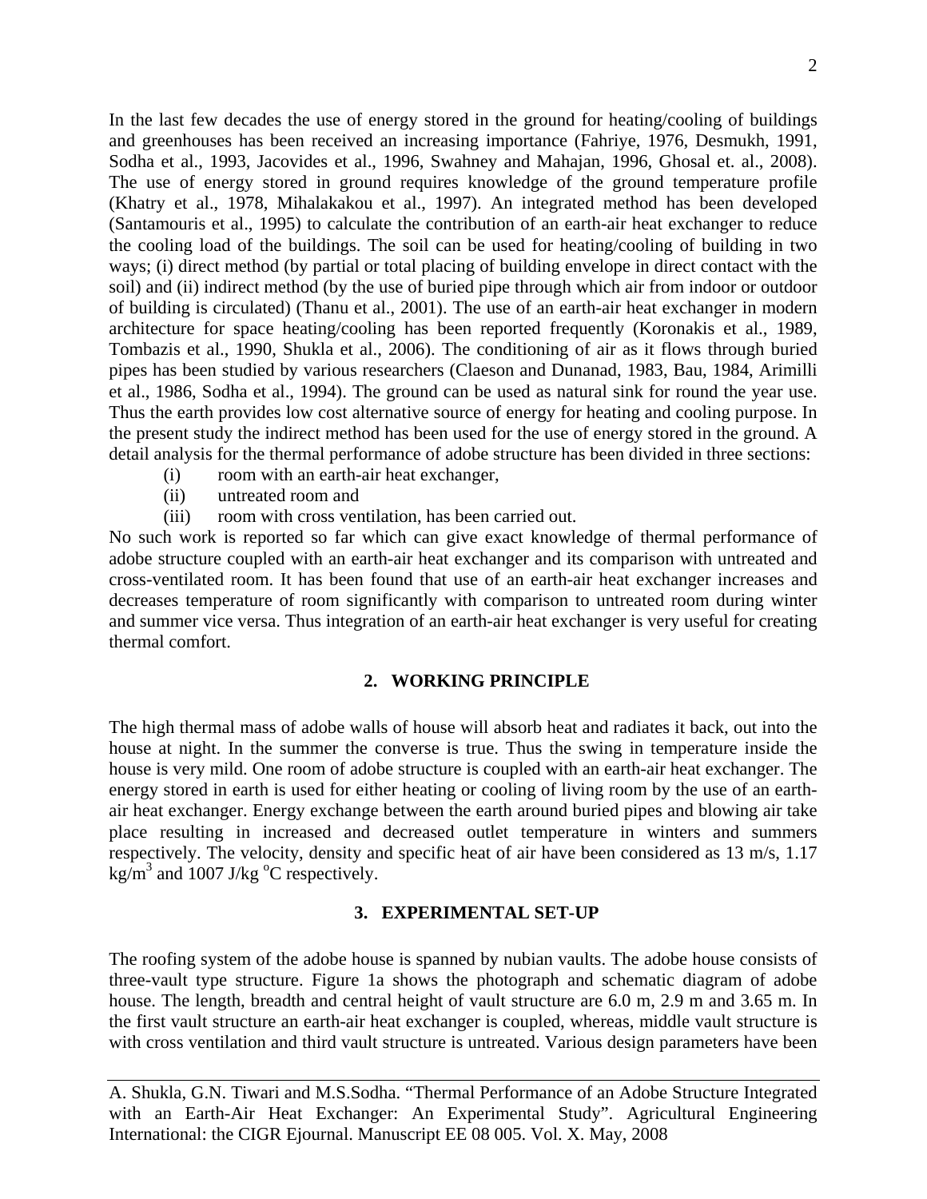In the last few decades the use of energy stored in the ground for heating/cooling of buildings and greenhouses has been received an increasing importance (Fahriye, 1976, Desmukh, 1991, Sodha et al., 1993, Jacovides et al., 1996, Swahney and Mahajan, 1996, Ghosal et. al., 2008). The use of energy stored in ground requires knowledge of the ground temperature profile (Khatry et al., 1978, Mihalakakou et al., 1997). An integrated method has been developed (Santamouris et al., 1995) to calculate the contribution of an earth-air heat exchanger to reduce the cooling load of the buildings. The soil can be used for heating/cooling of building in two ways; (i) direct method (by partial or total placing of building envelope in direct contact with the soil) and (ii) indirect method (by the use of buried pipe through which air from indoor or outdoor of building is circulated) (Thanu et al., 2001). The use of an earth-air heat exchanger in modern architecture for space heating/cooling has been reported frequently (Koronakis et al., 1989, Tombazis et al., 1990, Shukla et al., 2006). The conditioning of air as it flows through buried pipes has been studied by various researchers (Claeson and Dunanad, 1983, Bau, 1984, Arimilli et al., 1986, Sodha et al., 1994). The ground can be used as natural sink for round the year use. Thus the earth provides low cost alternative source of energy for heating and cooling purpose. In the present study the indirect method has been used for the use of energy stored in the ground. A detail analysis for the thermal performance of adobe structure has been divided in three sections:

(i) room with an earth-air heat exchanger,
(ii) untreated room and
(iii) room with cross ventilation, has been carried out.

No such work is reported so far which can give exact knowledge of thermal performance of adobe structure coupled with an earth-air heat exchanger and its comparison with untreated and cross-ventilated room. It has been found that use of an earth-air heat exchanger increases and decreases temperature of room significantly with comparison to untreated room during winter and summer vice versa. Thus integration of an earth-air heat exchanger is very useful for creating thermal comfort.

## 2. WORKING PRINCIPLE

The high thermal mass of adobe walls of house will absorb heat and radiates it back, out into the house at night. In the summer the converse is true. Thus the swing in temperature inside the house is very mild. One room of adobe structure is coupled with an earth-air heat exchanger. The energy stored in earth is used for either heating or cooling of living room by the use of an earth-air heat exchanger. Energy exchange between the earth around buried pipes and blowing air take place resulting in increased and decreased outlet temperature in winters and summers respectively. The velocity, density and specific heat of air have been considered as 13 m/s, 1.17 $kg/m^3$ and 1007 J/kg $^oC$ respectively.

## 3. EXPERIMENTAL SET-UP

The roofing system of the adobe house is spanned by nubian vaults. The adobe house consists of three-vault type structure. Figure 1a shows the photograph and schematic diagram of adobe house. The length, breadth and central height of vault structure are 6.0 m, 2.9 m and 3.65 m. In the first vault structure an earth-air heat exchanger is coupled, whereas, middle vault structure is with cross ventilation and third vault structure is untreated. Various design parameters have been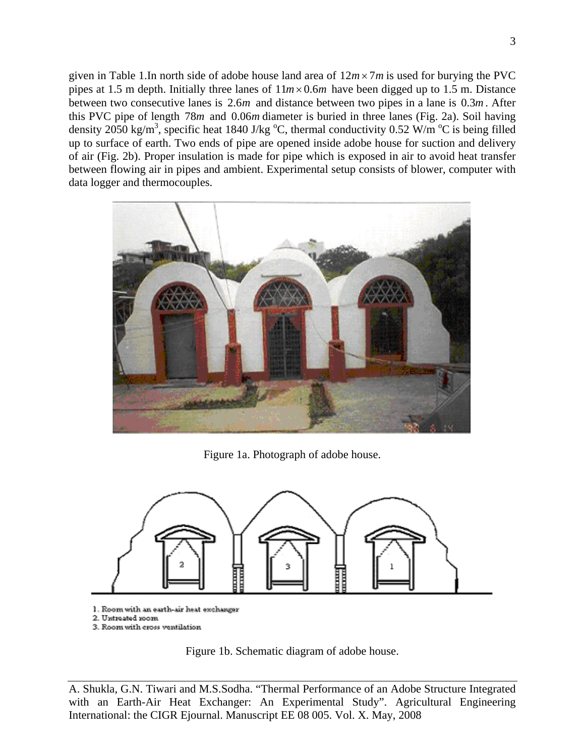given in Table 1.In north side of adobe house land area of $12m \times 7m$ is used for burying the PVC pipes at 1.5 m depth. Initially three lanes of $11m \times 0.6m$ have been digged up to 1.5 m. Distance between two consecutive lanes is $2.6m$ and distance between two pipes in a lane is $0.3m$. After this PVC pipe of length $78m$ and $0.06m$ diameter is buried in three lanes (Fig. 2a). Soil having density 2050 kg/m$^3$, specific heat 1840 J/kg $^o$C, thermal conductivity 0.52 W/m $^o$C is being filled up to surface of earth. Two ends of pipe are opened inside adobe house for suction and delivery of air (Fig. 2b). Proper insulation is made for pipe which is exposed in air to avoid heat transfer between flowing air in pipes and ambient. Experimental setup consists of blower, computer with data logger and thermocouples.

Figure 1a. Photograph of adobe house.

1. Room with an earth-air heat exchanger
2. Untreated room
3. Room with cross ventilation

Figure 1b. Schematic diagram of adobe house.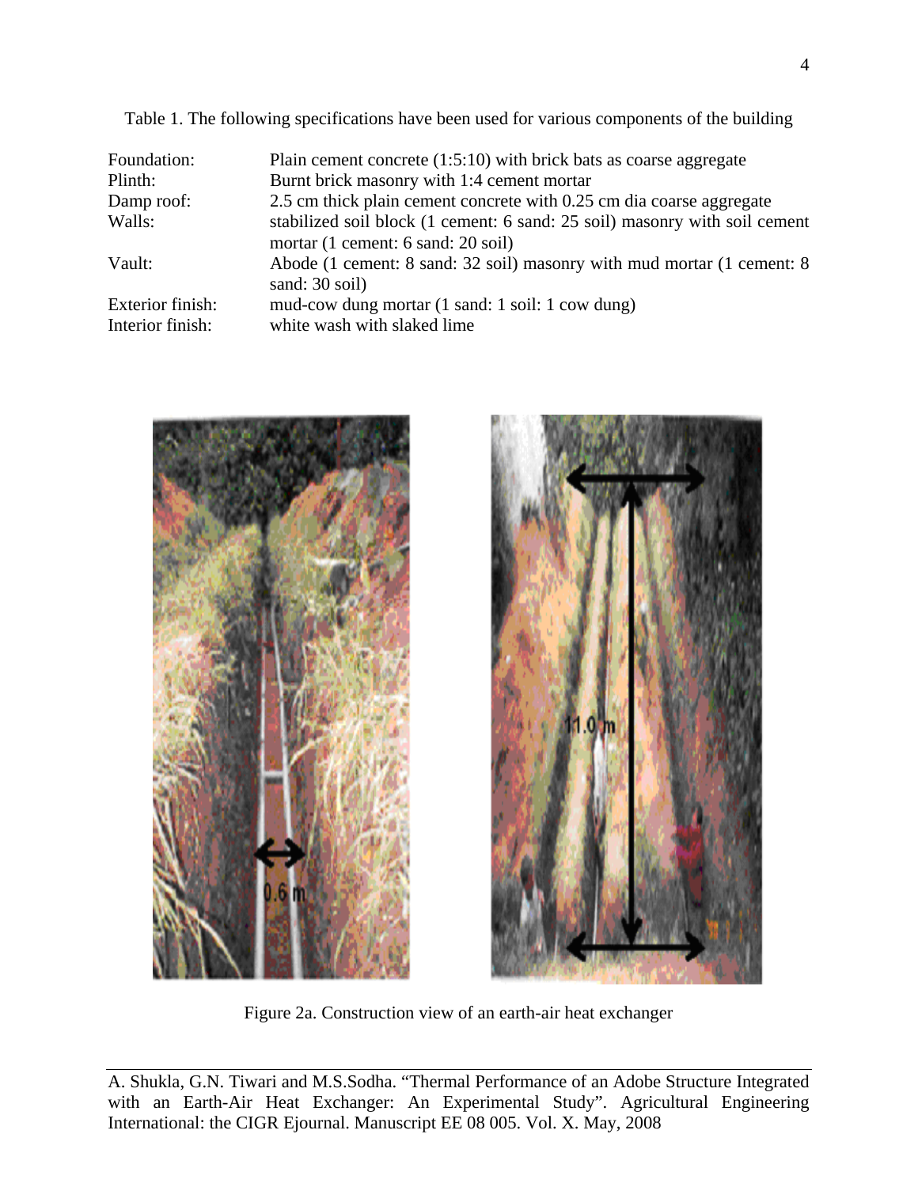Table 1. The following specifications have been used for various components of the building

| | |
|---|---|
| Foundation: | Plain cement concrete (1:5:10) with brick bats as coarse aggregate |
| Plinth: | Burnt brick masonry with 1:4 cement mortar |
| Damp roof: | 2.5 cm thick plain cement concrete with 0.25 cm dia coarse aggregate |
| Walls: | stabilized soil block (1 cement: 6 sand: 25 soil) masonry with soil cement mortar (1 cement: 6 sand: 20 soil) |
| Vault: | Abode (1 cement: 8 sand: 32 soil) masonry with mud mortar (1 cement: 8 sand: 30 soil) |
| Exterior finish: | mud-cow dung mortar (1 sand: 1 soil: 1 cow dung) |
| Interior finish: | white wash with slaked lime |

Figure 2a. Construction view of an earth-air heat exchanger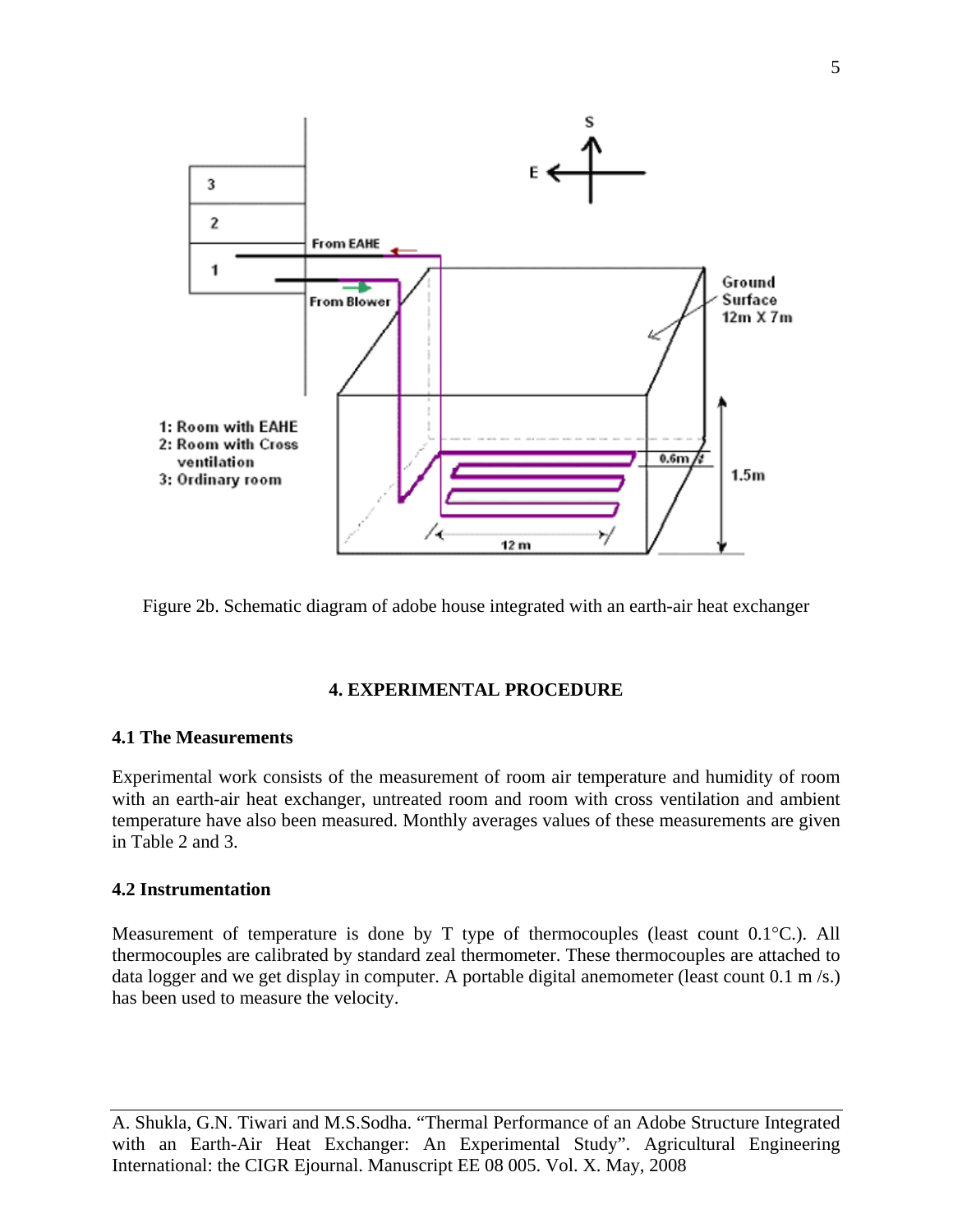Figure 2b. Schematic diagram of adobe house integrated with an earth-air heat exchanger

## 4. EXPERIMENTAL PROCEDURE

### 4.1 The Measurements

Experimental work consists of the measurement of room air temperature and humidity of room with an earth-air heat exchanger, untreated room and room with cross ventilation and ambient temperature have also been measured. Monthly averages values of these measurements are given in Table 2 and 3.

### 4.2 Instrumentation

Measurement of temperature is done by T type of thermocouples (least count 0.1°C.). All thermocouples are calibrated by standard zeal thermometer. These thermocouples are attached to data logger and we get display in computer. A portable digital anemometer (least count 0.1 m /s.) has been used to measure the velocity.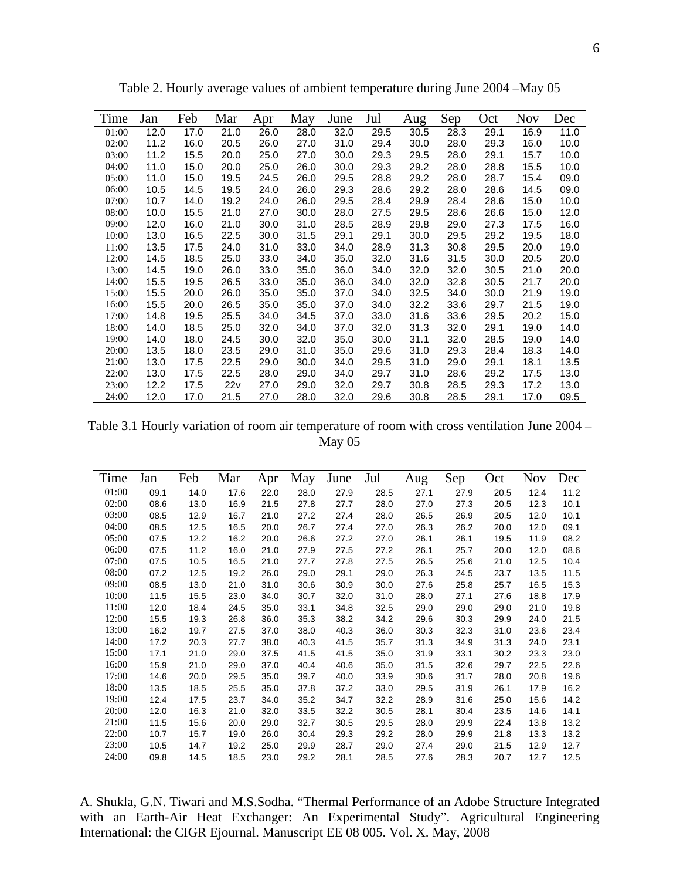Table 2. Hourly average values of ambient temperature during June 2004 –May 05

| Time | Jan | Feb | Mar | Apr | May | June | Jul | Aug | Sep | Oct | Nov | Dec |
|---|---|---|---|---|---|---|---|---|---|---|---|---|
| 01:00 | 12.0 | 17.0 | 21.0 | 26.0 | 28.0 | 32.0 | 29.5 | 30.5 | 28.3 | 29.1 | 16.9 | 11.0 |
| 02:00 | 11.2 | 16.0 | 20.5 | 26.0 | 27.0 | 31.0 | 29.4 | 30.0 | 28.0 | 29.3 | 16.0 | 10.0 |
| 03:00 | 11.2 | 15.5 | 20.0 | 25.0 | 27.0 | 30.0 | 29.3 | 29.5 | 28.0 | 29.1 | 15.7 | 10.0 |
| 04:00 | 11.0 | 15.0 | 20.0 | 25.0 | 26.0 | 30.0 | 29.3 | 29.2 | 28.0 | 28.8 | 15.5 | 10.0 |
| 05:00 | 11.0 | 15.0 | 19.5 | 24.5 | 26.0 | 29.5 | 28.8 | 29.2 | 28.0 | 28.7 | 15.4 | 09.0 |
| 06:00 | 10.5 | 14.5 | 19.5 | 24.0 | 26.0 | 29.3 | 28.6 | 29.2 | 28.0 | 28.6 | 14.5 | 09.0 |
| 07:00 | 10.7 | 14.0 | 19.2 | 24.0 | 26.0 | 29.5 | 28.4 | 29.9 | 28.4 | 28.6 | 15.0 | 10.0 |
| 08:00 | 10.0 | 15.5 | 21.0 | 27.0 | 30.0 | 28.0 | 27.5 | 29.5 | 28.6 | 26.6 | 15.0 | 12.0 |
| 09:00 | 12.0 | 16.0 | 21.0 | 30.0 | 31.0 | 28.5 | 28.9 | 29.8 | 29.0 | 27.3 | 17.5 | 16.0 |
| 10:00 | 13.0 | 16.5 | 22.5 | 30.0 | 31.5 | 29.1 | 29.1 | 30.0 | 29.5 | 29.2 | 19.5 | 18.0 |
| 11:00 | 13.5 | 17.5 | 24.0 | 31.0 | 33.0 | 34.0 | 28.9 | 31.3 | 30.8 | 29.5 | 20.0 | 19.0 |
| 12:00 | 14.5 | 18.5 | 25.0 | 33.0 | 34.0 | 35.0 | 32.0 | 31.6 | 31.5 | 30.0 | 20.5 | 20.0 |
| 13:00 | 14.5 | 19.0 | 26.0 | 33.0 | 35.0 | 36.0 | 34.0 | 32.0 | 32.0 | 30.5 | 21.0 | 20.0 |
| 14:00 | 15.5 | 19.5 | 26.5 | 33.0 | 35.0 | 36.0 | 34.0 | 32.0 | 32.8 | 30.5 | 21.7 | 20.0 |
| 15:00 | 15.5 | 20.0 | 26.0 | 35.0 | 35.0 | 37.0 | 34.0 | 32.5 | 34.0 | 30.0 | 21.9 | 19.0 |
| 16:00 | 15.5 | 20.0 | 26.5 | 35.0 | 35.0 | 37.0 | 34.0 | 32.2 | 33.6 | 29.7 | 21.5 | 19.0 |
| 17:00 | 14.8 | 19.5 | 25.5 | 34.0 | 34.5 | 37.0 | 33.0 | 31.6 | 33.6 | 29.5 | 20.2 | 15.0 |
| 18:00 | 14.0 | 18.5 | 25.0 | 32.0 | 34.0 | 37.0 | 32.0 | 31.3 | 32.0 | 29.1 | 19.0 | 14.0 |
| 19:00 | 14.0 | 18.0 | 24.5 | 30.0 | 32.0 | 35.0 | 30.0 | 31.1 | 32.0 | 28.5 | 19.0 | 14.0 |
| 20:00 | 13.5 | 18.0 | 23.5 | 29.0 | 31.0 | 35.0 | 29.6 | 31.0 | 29.3 | 28.4 | 18.3 | 14.0 |
| 21:00 | 13.0 | 17.5 | 22.5 | 29.0 | 30.0 | 34.0 | 29.5 | 31.0 | 29.0 | 29.1 | 18.1 | 13.5 |
| 22:00 | 13.0 | 17.5 | 22.5 | 28.0 | 29.0 | 34.0 | 29.7 | 31.0 | 28.6 | 29.2 | 17.5 | 13.0 |
| 23:00 | 12.2 | 17.5 | 22v | 27.0 | 29.0 | 32.0 | 29.7 | 30.8 | 28.5 | 29.3 | 17.2 | 13.0 |
| 24:00 | 12.0 | 17.0 | 21.5 | 27.0 | 28.0 | 32.0 | 29.6 | 30.8 | 28.5 | 29.1 | 17.0 | 09.5 |

Table 3.1 Hourly variation of room air temperature of room with cross ventilation June 2004 – May 05

| Time | Jan | Feb | Mar | Apr | May | June | Jul | Aug | Sep | Oct | Nov | Dec |
|---|---|---|---|---|---|---|---|---|---|---|---|---|
| 01:00 | 09.1 | 14.0 | 17.6 | 22.0 | 28.0 | 27.9 | 28.5 | 27.1 | 27.9 | 20.5 | 12.4 | 11.2 |
| 02:00 | 08.6 | 13.0 | 16.9 | 21.5 | 27.8 | 27.7 | 28.0 | 27.0 | 27.3 | 20.5 | 12.3 | 10.1 |
| 03:00 | 08.5 | 12.9 | 16.7 | 21.0 | 27.2 | 27.4 | 28.0 | 26.5 | 26.9 | 20.5 | 12.0 | 10.1 |
| 04:00 | 08.5 | 12.5 | 16.5 | 20.0 | 26.7 | 27.4 | 27.0 | 26.3 | 26.2 | 20.0 | 12.0 | 09.1 |
| 05:00 | 07.5 | 12.2 | 16.2 | 20.0 | 26.6 | 27.2 | 27.0 | 26.1 | 26.1 | 19.5 | 11.9 | 08.2 |
| 06:00 | 07.5 | 11.2 | 16.0 | 21.0 | 27.9 | 27.5 | 27.2 | 26.1 | 25.7 | 20.0 | 12.0 | 08.6 |
| 07:00 | 07.5 | 10.5 | 16.5 | 21.0 | 27.7 | 27.8 | 27.5 | 26.5 | 25.6 | 21.0 | 12.5 | 10.4 |
| 08:00 | 07.2 | 12.5 | 19.2 | 26.0 | 29.0 | 29.1 | 29.0 | 26.3 | 24.5 | 23.7 | 13.5 | 11.5 |
| 09:00 | 08.5 | 13.0 | 21.0 | 31.0 | 30.6 | 30.9 | 30.0 | 27.6 | 25.8 | 25.7 | 16.5 | 15.3 |
| 10:00 | 11.5 | 15.5 | 23.0 | 34.0 | 30.7 | 32.0 | 31.0 | 28.0 | 27.1 | 27.6 | 18.8 | 17.9 |
| 11:00 | 12.0 | 18.4 | 24.5 | 35.0 | 33.1 | 34.8 | 32.5 | 29.0 | 29.0 | 29.0 | 21.0 | 19.8 |
| 12:00 | 15.5 | 19.3 | 26.8 | 36.0 | 35.3 | 38.2 | 34.2 | 29.6 | 30.3 | 29.9 | 24.0 | 21.5 |
| 13:00 | 16.2 | 19.7 | 27.5 | 37.0 | 38.0 | 40.3 | 36.0 | 30.3 | 32.3 | 31.0 | 23.6 | 23.4 |
| 14:00 | 17.2 | 20.3 | 27.7 | 38.0 | 40.3 | 41.5 | 35.7 | 31.3 | 34.9 | 31.3 | 24.0 | 23.1 |
| 15:00 | 17.1 | 21.0 | 29.0 | 37.5 | 41.5 | 41.5 | 35.0 | 31.9 | 33.1 | 30.2 | 23.3 | 23.0 |
| 16:00 | 15.9 | 21.0 | 29.0 | 37.0 | 40.4 | 40.6 | 35.0 | 31.5 | 32.6 | 29.7 | 22.5 | 22.6 |
| 17:00 | 14.6 | 20.0 | 29.5 | 35.0 | 39.7 | 40.0 | 33.9 | 30.6 | 31.7 | 28.0 | 20.8 | 19.6 |
| 18:00 | 13.5 | 18.5 | 25.5 | 35.0 | 37.8 | 37.2 | 33.0 | 29.5 | 31.9 | 26.1 | 17.9 | 16.2 |
| 19:00 | 12.4 | 17.5 | 23.7 | 34.0 | 35.2 | 34.7 | 32.2 | 28.9 | 31.6 | 25.0 | 15.6 | 14.2 |
| 20:00 | 12.0 | 16.3 | 21.0 | 32.0 | 33.5 | 32.2 | 30.5 | 28.1 | 30.4 | 23.5 | 14.6 | 14.1 |
| 21:00 | 11.5 | 15.6 | 20.0 | 29.0 | 32.7 | 30.5 | 29.5 | 28.0 | 29.9 | 22.4 | 13.8 | 13.2 |
| 22:00 | 10.7 | 15.7 | 19.0 | 26.0 | 30.4 | 29.3 | 29.2 | 28.0 | 29.9 | 21.8 | 13.3 | 13.2 |
| 23:00 | 10.5 | 14.7 | 19.2 | 25.0 | 29.9 | 28.7 | 29.0 | 27.4 | 29.0 | 21.5 | 12.9 | 12.7 |
| 24:00 | 09.8 | 14.5 | 18.5 | 23.0 | 29.2 | 28.1 | 28.5 | 27.6 | 28.3 | 20.7 | 12.7 | 12.5 |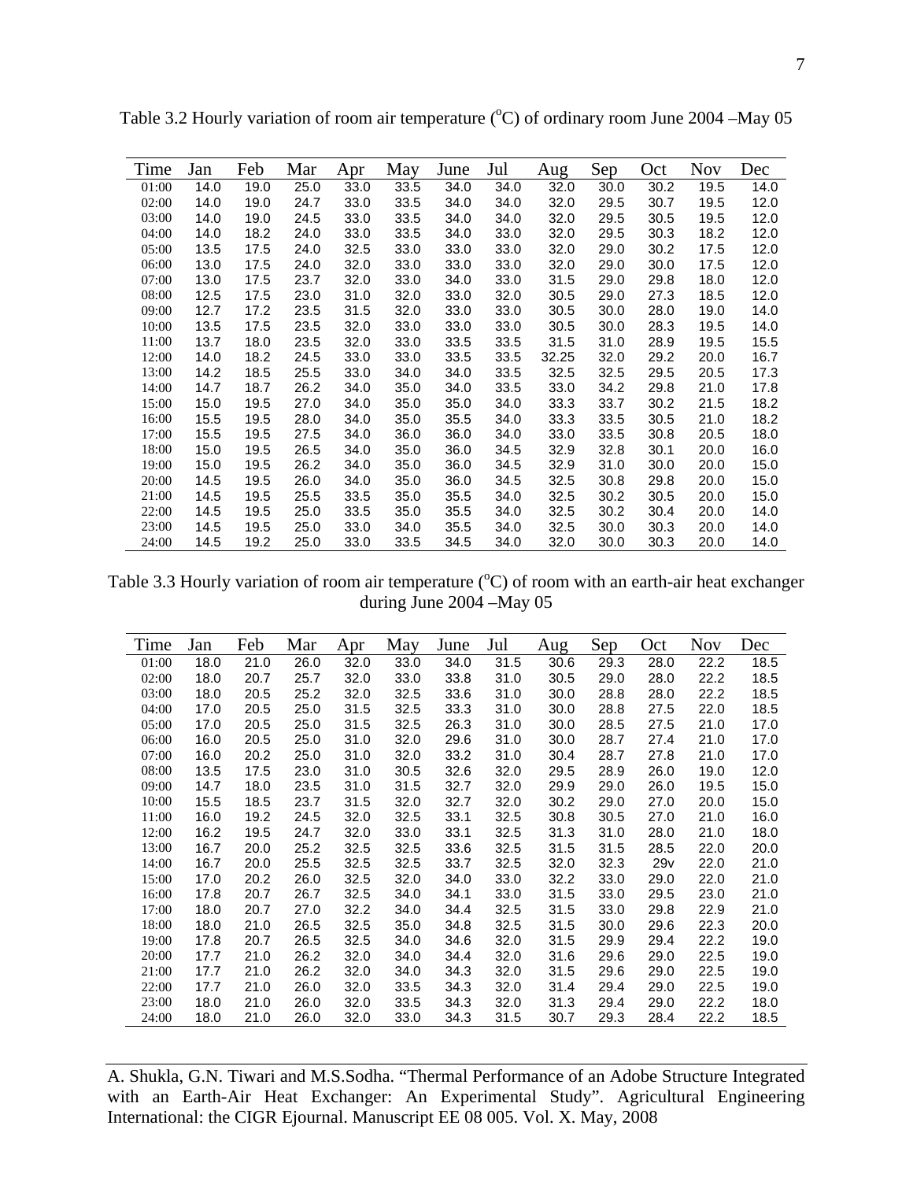Table 3.2 Hourly variation of room air temperature ($^oC$) of ordinary room June 2004 –May 05

| Time | Jan | Feb | Mar | Apr | May | June | Jul | Aug | Sep | Oct | Nov | Dec |
|---|---|---|---|---|---|---|---|---|---|---|---|---|
| 01:00 | 14.0 | 19.0 | 25.0 | 33.0 | 33.5 | 34.0 | 34.0 | 32.0 | 30.0 | 30.2 | 19.5 | 14.0 |
| 02:00 | 14.0 | 19.0 | 24.7 | 33.0 | 33.5 | 34.0 | 34.0 | 32.0 | 29.5 | 30.7 | 19.5 | 12.0 |
| 03:00 | 14.0 | 19.0 | 24.5 | 33.0 | 33.5 | 34.0 | 34.0 | 32.0 | 29.5 | 30.5 | 19.5 | 12.0 |
| 04:00 | 14.0 | 18.2 | 24.0 | 33.0 | 33.5 | 34.0 | 33.0 | 32.0 | 29.5 | 30.3 | 18.2 | 12.0 |
| 05:00 | 13.5 | 17.5 | 24.0 | 32.5 | 33.0 | 33.0 | 33.0 | 32.0 | 29.0 | 30.2 | 17.5 | 12.0 |
| 06:00 | 13.0 | 17.5 | 24.0 | 32.0 | 33.0 | 33.0 | 33.0 | 32.0 | 29.0 | 30.0 | 17.5 | 12.0 |
| 07:00 | 13.0 | 17.5 | 23.7 | 32.0 | 33.0 | 34.0 | 33.0 | 31.5 | 29.0 | 29.8 | 18.0 | 12.0 |
| 08:00 | 12.5 | 17.5 | 23.0 | 31.0 | 32.0 | 33.0 | 32.0 | 30.5 | 29.0 | 27.3 | 18.5 | 12.0 |
| 09:00 | 12.7 | 17.2 | 23.5 | 31.5 | 32.0 | 33.0 | 33.0 | 30.5 | 30.0 | 28.0 | 19.0 | 14.0 |
| 10:00 | 13.5 | 17.5 | 23.5 | 32.0 | 33.0 | 33.0 | 33.0 | 30.5 | 30.0 | 28.3 | 19.5 | 14.0 |
| 11:00 | 13.7 | 18.0 | 23.5 | 32.0 | 33.0 | 33.5 | 33.5 | 31.5 | 31.0 | 28.9 | 19.5 | 15.5 |
| 12:00 | 14.0 | 18.2 | 24.5 | 33.0 | 33.0 | 33.5 | 33.5 | 32.25 | 32.0 | 29.2 | 20.0 | 16.7 |
| 13:00 | 14.2 | 18.5 | 25.5 | 33.0 | 34.0 | 34.0 | 33.5 | 32.5 | 32.5 | 29.5 | 20.5 | 17.3 |
| 14:00 | 14.7 | 18.7 | 26.2 | 34.0 | 35.0 | 34.0 | 33.5 | 33.0 | 34.2 | 29.8 | 21.0 | 17.8 |
| 15:00 | 15.0 | 19.5 | 27.0 | 34.0 | 35.0 | 35.0 | 34.0 | 33.3 | 33.7 | 30.2 | 21.5 | 18.2 |
| 16:00 | 15.5 | 19.5 | 28.0 | 34.0 | 35.0 | 35.5 | 34.0 | 33.3 | 33.5 | 30.5 | 21.0 | 18.2 |
| 17:00 | 15.5 | 19.5 | 27.5 | 34.0 | 36.0 | 36.0 | 34.0 | 33.0 | 33.5 | 30.8 | 20.5 | 18.0 |
| 18:00 | 15.0 | 19.5 | 26.5 | 34.0 | 35.0 | 36.0 | 34.5 | 32.9 | 32.8 | 30.1 | 20.0 | 16.0 |
| 19:00 | 15.0 | 19.5 | 26.2 | 34.0 | 35.0 | 36.0 | 34.5 | 32.9 | 31.0 | 30.0 | 20.0 | 15.0 |
| 20:00 | 14.5 | 19.5 | 26.0 | 34.0 | 35.0 | 36.0 | 34.5 | 32.5 | 30.8 | 29.8 | 20.0 | 15.0 |
| 21:00 | 14.5 | 19.5 | 25.5 | 33.5 | 35.0 | 35.5 | 34.0 | 32.5 | 30.2 | 30.5 | 20.0 | 15.0 |
| 22:00 | 14.5 | 19.5 | 25.0 | 33.5 | 35.0 | 35.5 | 34.0 | 32.5 | 30.2 | 30.4 | 20.0 | 14.0 |
| 23:00 | 14.5 | 19.5 | 25.0 | 33.0 | 34.0 | 35.5 | 34.0 | 32.5 | 30.0 | 30.3 | 20.0 | 14.0 |
| 24:00 | 14.5 | 19.2 | 25.0 | 33.0 | 33.5 | 34.5 | 34.0 | 32.0 | 30.0 | 30.3 | 20.0 | 14.0 |

Table 3.3 Hourly variation of room air temperature ($^oC$) of room with an earth-air heat exchanger during June 2004 –May 05

| Time | Jan | Feb | Mar | Apr | May | June | Jul | Aug | Sep | Oct | Nov | Dec |
|---|---|---|---|---|---|---|---|---|---|---|---|---|
| 01:00 | 18.0 | 21.0 | 26.0 | 32.0 | 33.0 | 34.0 | 31.5 | 30.6 | 29.3 | 28.0 | 22.2 | 18.5 |
| 02:00 | 18.0 | 20.7 | 25.7 | 32.0 | 33.0 | 33.8 | 31.0 | 30.5 | 29.0 | 28.0 | 22.2 | 18.5 |
| 03:00 | 18.0 | 20.5 | 25.2 | 32.0 | 32.5 | 33.6 | 31.0 | 30.0 | 28.8 | 28.0 | 22.2 | 18.5 |
| 04:00 | 17.0 | 20.5 | 25.0 | 31.5 | 32.5 | 33.3 | 31.0 | 30.0 | 28.8 | 27.5 | 22.0 | 18.5 |
| 05:00 | 17.0 | 20.5 | 25.0 | 31.5 | 32.5 | 26.3 | 31.0 | 30.0 | 28.5 | 27.5 | 21.0 | 17.0 |
| 06:00 | 16.0 | 20.5 | 25.0 | 31.0 | 32.0 | 29.6 | 31.0 | 30.0 | 28.7 | 27.4 | 21.0 | 17.0 |
| 07:00 | 16.0 | 20.2 | 25.0 | 31.0 | 32.0 | 33.2 | 31.0 | 30.4 | 28.7 | 27.8 | 21.0 | 17.0 |
| 08:00 | 13.5 | 17.5 | 23.0 | 31.0 | 30.5 | 32.6 | 32.0 | 29.5 | 28.9 | 26.0 | 19.0 | 12.0 |
| 09:00 | 14.7 | 18.0 | 23.5 | 31.0 | 31.5 | 32.7 | 32.0 | 29.9 | 29.0 | 26.0 | 19.5 | 15.0 |
| 10:00 | 15.5 | 18.5 | 23.7 | 31.5 | 32.0 | 32.7 | 32.0 | 30.2 | 29.0 | 27.0 | 20.0 | 15.0 |
| 11:00 | 16.0 | 19.2 | 24.5 | 32.0 | 32.5 | 33.1 | 32.5 | 30.8 | 30.5 | 27.0 | 21.0 | 16.0 |
| 12:00 | 16.2 | 19.5 | 24.7 | 32.0 | 33.0 | 33.1 | 32.5 | 31.3 | 31.0 | 28.0 | 21.0 | 18.0 |
| 13:00 | 16.7 | 20.0 | 25.2 | 32.5 | 32.5 | 33.6 | 32.5 | 31.5 | 31.5 | 28.5 | 22.0 | 20.0 |
| 14:00 | 16.7 | 20.0 | 25.5 | 32.5 | 32.5 | 33.7 | 32.5 | 32.0 | 32.3 | 29v | 22.0 | 21.0 |
| 15:00 | 17.0 | 20.2 | 26.0 | 32.5 | 32.0 | 34.0 | 33.0 | 32.2 | 33.0 | 29.0 | 22.0 | 21.0 |
| 16:00 | 17.8 | 20.7 | 26.7 | 32.5 | 34.0 | 34.1 | 33.0 | 31.5 | 33.0 | 29.5 | 23.0 | 21.0 |
| 17:00 | 18.0 | 20.7 | 27.0 | 32.2 | 34.0 | 34.4 | 32.5 | 31.5 | 33.0 | 29.8 | 22.9 | 21.0 |
| 18:00 | 18.0 | 21.0 | 26.5 | 32.5 | 35.0 | 34.8 | 32.5 | 31.5 | 30.0 | 29.6 | 22.3 | 20.0 |
| 19:00 | 17.8 | 20.7 | 26.5 | 32.5 | 34.0 | 34.6 | 32.0 | 31.5 | 29.9 | 29.4 | 22.2 | 19.0 |
| 20:00 | 17.7 | 21.0 | 26.2 | 32.0 | 34.0 | 34.4 | 32.0 | 31.6 | 29.6 | 29.0 | 22.5 | 19.0 |
| 21:00 | 17.7 | 21.0 | 26.2 | 32.0 | 34.0 | 34.3 | 32.0 | 31.5 | 29.6 | 29.0 | 22.5 | 19.0 |
| 22:00 | 17.7 | 21.0 | 26.0 | 32.0 | 33.5 | 34.3 | 32.0 | 31.4 | 29.4 | 29.0 | 22.5 | 19.0 |
| 23:00 | 18.0 | 21.0 | 26.0 | 32.0 | 33.5 | 34.3 | 32.0 | 31.3 | 29.4 | 29.0 | 22.2 | 18.0 |
| 24:00 | 18.0 | 21.0 | 26.0 | 32.0 | 33.0 | 34.3 | 31.5 | 30.7 | 29.3 | 28.4 | 22.2 | 18.5 |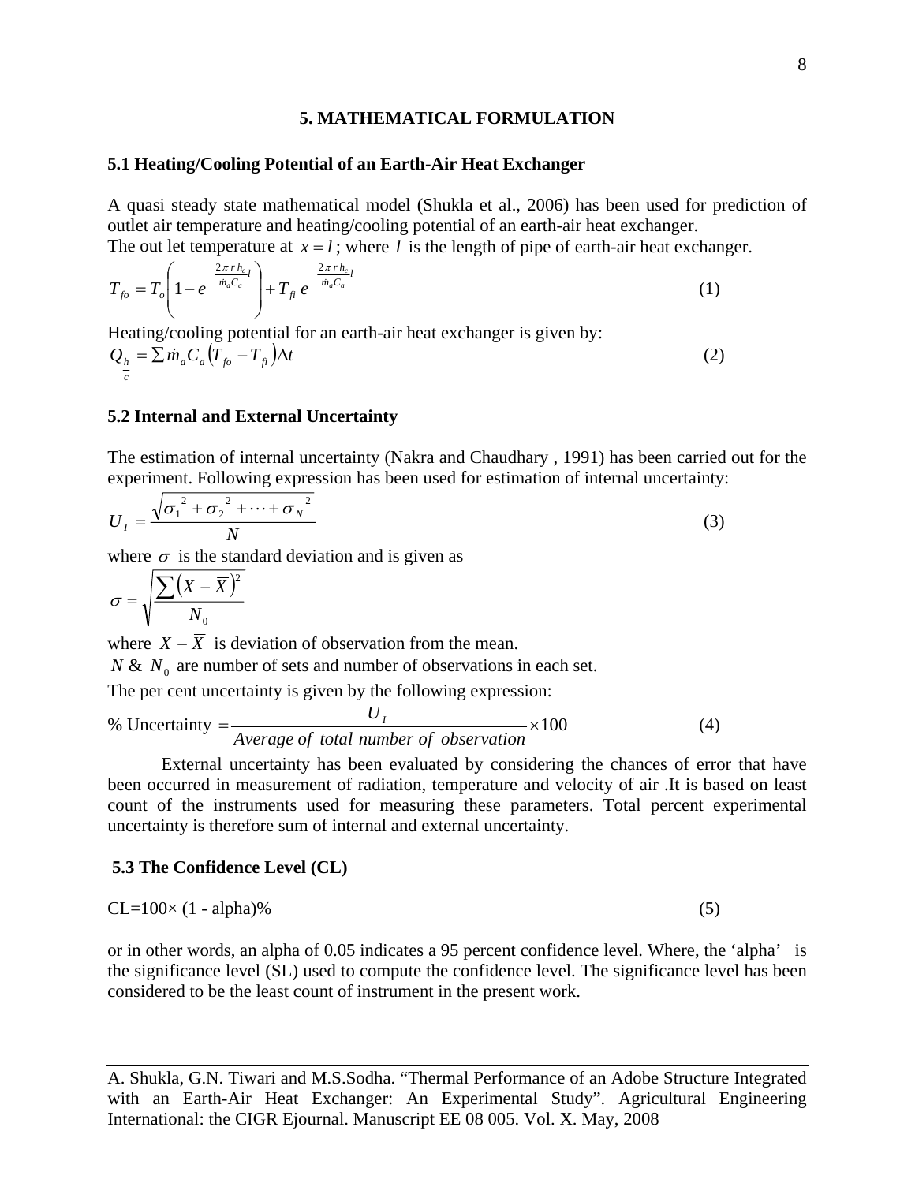## 5. MATHEMATICAL FORMULATION

### 5.1 Heating/Cooling Potential of an Earth-Air Heat Exchanger

A quasi steady state mathematical model (Shukla et al., 2006) has been used for prediction of outlet air temperature and heating/cooling potential of an earth-air heat exchanger.
The out let temperature at $x = l$; where $l$ is the length of pipe of earth-air heat exchanger.

$$T_{fo} = T_o\left(1 - e^{-\frac{2\pi r h_c}{\dot{m}_a C_a} l}\right) + T_{fi}\, e^{-\frac{2\pi r h_c}{\dot{m}_a C_a} l} \tag{1}$$

Heating/cooling potential for an earth-air heat exchanger is given by:

$$Q_{\frac{h}{c}} = \sum \dot{m}_a C_a \left(T_{fo} - T_{fi}\right)\Delta t \tag{2}$$

### 5.2 Internal and External Uncertainty

The estimation of internal uncertainty (Nakra and Chaudhary , 1991) has been carried out for the experiment. Following expression has been used for estimation of internal uncertainty:

$$U_I = \frac{\sqrt{\sigma_1^{\,2} + \sigma_2^{\,2} + \cdots + \sigma_N^{\,2}}}{N} \tag{3}$$

where $\sigma$ is the standard deviation and is given as

$$\sigma = \sqrt{\frac{\sum\left(X - \overline{X}\right)^2}{N_0}}$$

where $X - \overline{X}$ is deviation of observation from the mean.
$N$ & $N_0$ are number of sets and number of observations in each set.
The per cent uncertainty is given by the following expression:

$$\%\ \text{Uncertainty} = \frac{U_I}{\textit{Average of total number of observation}} \times 100 \tag{4}$$

External uncertainty has been evaluated by considering the chances of error that have been occurred in measurement of radiation, temperature and velocity of air .It is based on least count of the instruments used for measuring these parameters. Total percent experimental uncertainty is therefore sum of internal and external uncertainty.

### 5.3 The Confidence Level (CL)

$$\text{CL}=100\times (1 - \text{alpha})\% \tag{5}$$

or in other words, an alpha of 0.05 indicates a 95 percent confidence level. Where, the 'alpha' is the significance level (SL) used to compute the confidence level. The significance level has been considered to be the least count of instrument in the present work.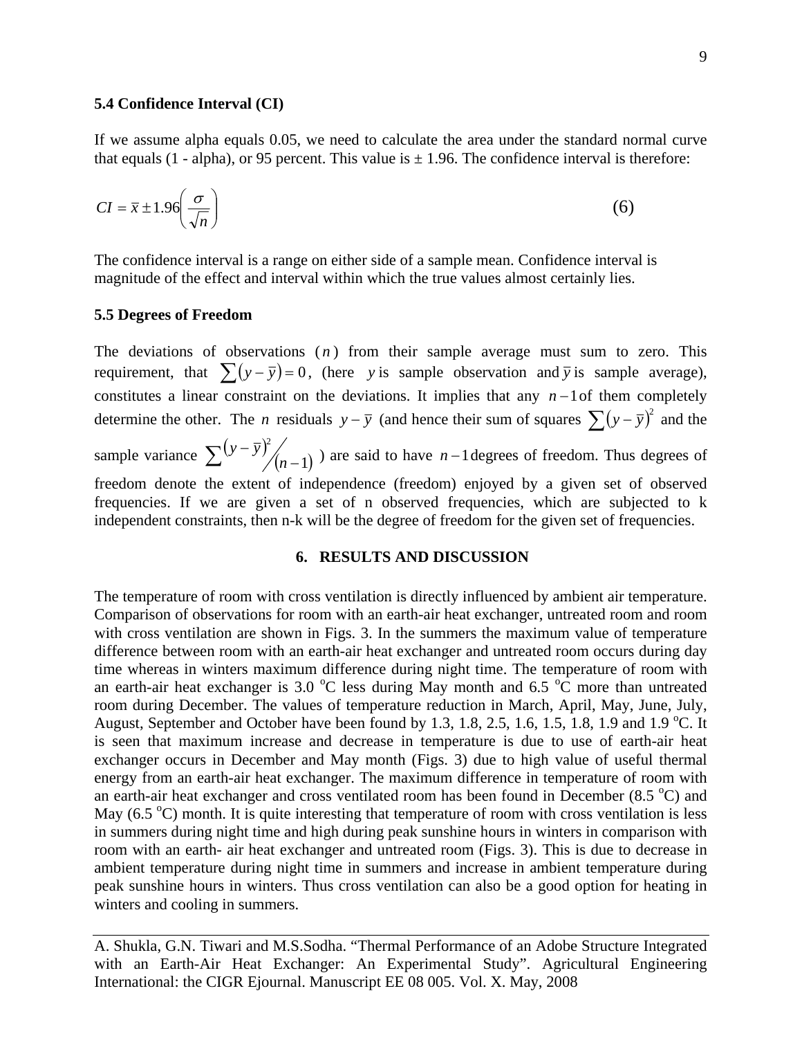### 5.4 Confidence Interval (CI)

If we assume alpha equals 0.05, we need to calculate the area under the standard normal curve that equals (1 - alpha), or 95 percent. This value is ± 1.96. The confidence interval is therefore:

$$CI = \bar{x} \pm 1.96\left(\frac{\sigma}{\sqrt{n}}\right) \tag{6}$$

The confidence interval is a range on either side of a sample mean. Confidence interval is magnitude of the effect and interval within which the true values almost certainly lies.

### 5.5 Degrees of Freedom

The deviations of observations ($n$) from their sample average must sum to zero. This requirement, that $\sum(y-\bar{y})=0$, (here $y$ is sample observation and $\bar{y}$ is sample average), constitutes a linear constraint on the deviations. It implies that any $n-1$ of them completely determine the other. The $n$ residuals $y-\bar{y}$ (and hence their sum of squares $\sum(y-\bar{y})^2$ and the sample variance $\sum(y-\bar{y})^2/(n-1)$) are said to have $n-1$ degrees of freedom. Thus degrees of freedom denote the extent of independence (freedom) enjoyed by a given set of observed frequencies. If we are given a set of n observed frequencies, which are subjected to k independent constraints, then n-k will be the degree of freedom for the given set of frequencies.

## 6. RESULTS AND DISCUSSION

The temperature of room with cross ventilation is directly influenced by ambient air temperature. Comparison of observations for room with an earth-air heat exchanger, untreated room and room with cross ventilation are shown in Figs. 3. In the summers the maximum value of temperature difference between room with an earth-air heat exchanger and untreated room occurs during day time whereas in winters maximum difference during night time. The temperature of room with an earth-air heat exchanger is 3.0 $^{o}$C less during May month and 6.5 $^{o}$C more than untreated room during December. The values of temperature reduction in March, April, May, June, July, August, September and October have been found by 1.3, 1.8, 2.5, 1.6, 1.5, 1.8, 1.9 and 1.9 $^{o}$C. It is seen that maximum increase and decrease in temperature is due to use of earth-air heat exchanger occurs in December and May month (Figs. 3) due to high value of useful thermal energy from an earth-air heat exchanger. The maximum difference in temperature of room with an earth-air heat exchanger and cross ventilated room has been found in December (8.5 $^{o}$C) and May (6.5 $^{o}$C) month. It is quite interesting that temperature of room with cross ventilation is less in summers during night time and high during peak sunshine hours in winters in comparison with room with an earth- air heat exchanger and untreated room (Figs. 3). This is due to decrease in ambient temperature during night time in summers and increase in ambient temperature during peak sunshine hours in winters. Thus cross ventilation can also be a good option for heating in winters and cooling in summers.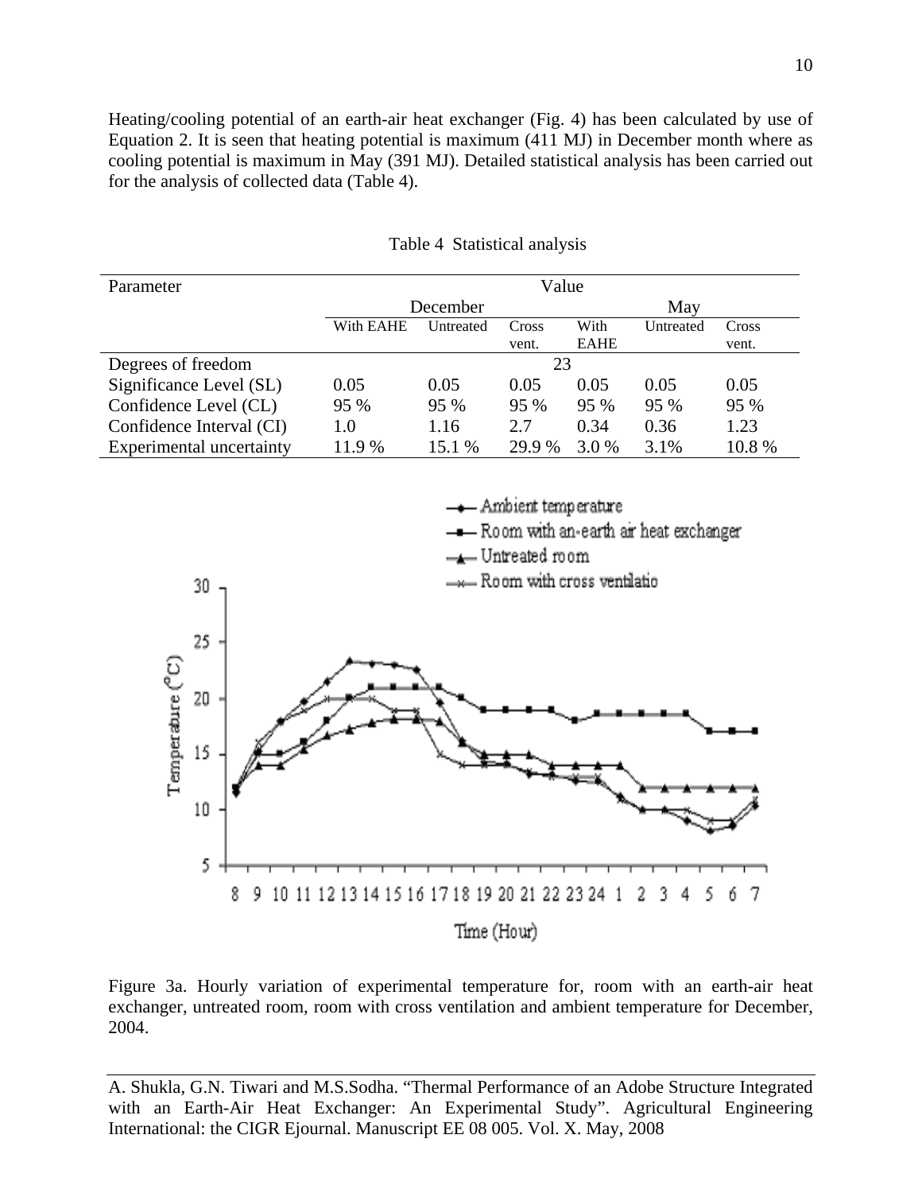Heating/cooling potential of an earth-air heat exchanger (Fig. 4) has been calculated by use of Equation 2. It is seen that heating potential is maximum (411 MJ) in December month where as cooling potential is maximum in May (391 MJ). Detailed statistical analysis has been carried out for the analysis of collected data (Table 4).

Table 4 Statistical analysis

| Parameter | Value | | | | | |
|---|---|---|---|---|---|---|
| | December | | | May | | |
| | With EAHE | Untreated | Cross vent. | With EAHE | Untreated | Cross vent. |
| Degrees of freedom | 23 | | | | | |
| Significance Level (SL) | 0.05 | 0.05 | 0.05 | 0.05 | 0.05 | 0.05 |
| Confidence Level (CL) | 95 % | 95 % | 95 % | 95 % | 95 % | 95 % |
| Confidence Interval (CI) | 1.0 | 1.16 | 2.7 | 0.34 | 0.36 | 1.23 |
| Experimental uncertainty | 11.9 % | 15.1 % | 29.9 % | 3.0 % | 3.1% | 10.8 % |

Figure 3a. Hourly variation of experimental temperature for, room with an earth-air heat exchanger, untreated room, room with cross ventilation and ambient temperature for December, 2004.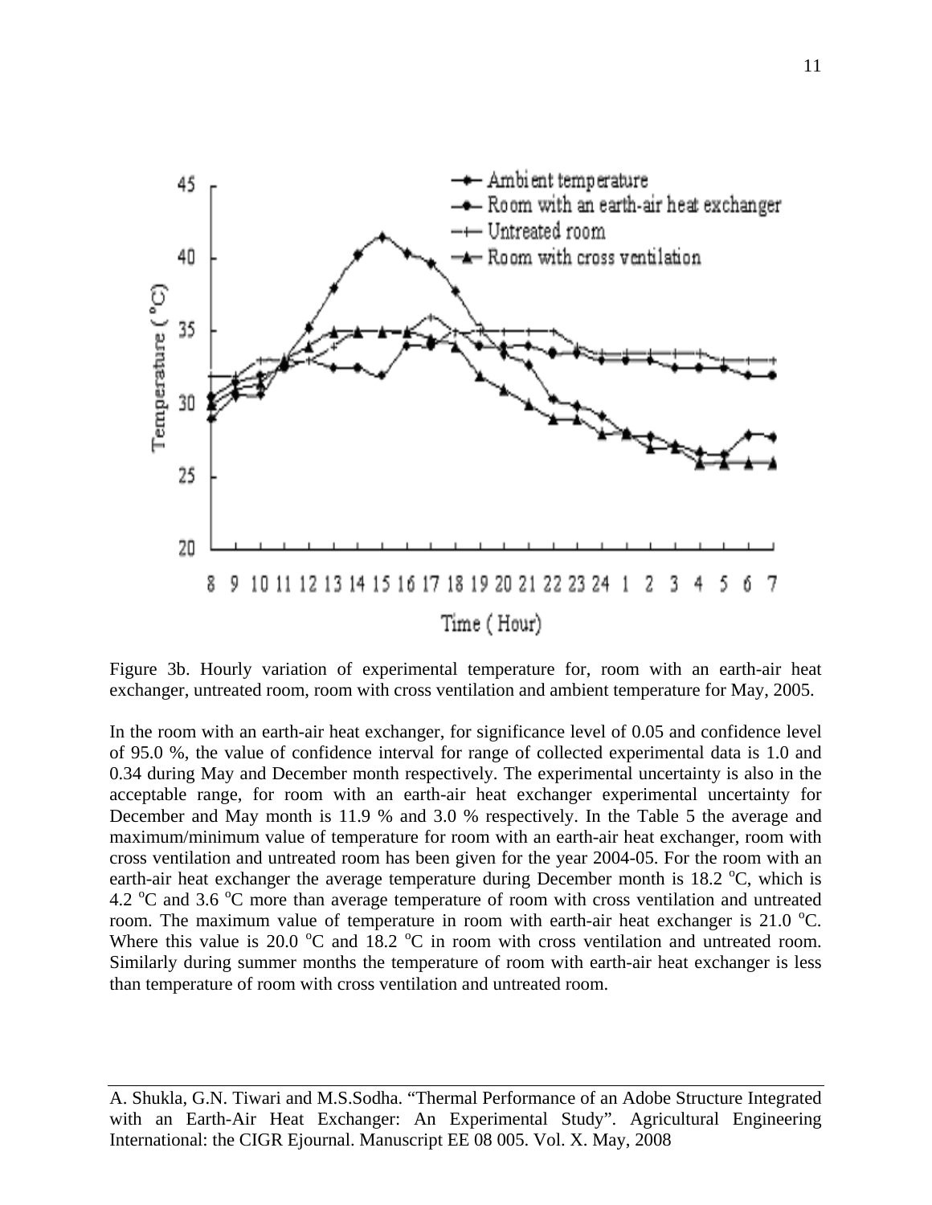Figure 3b. Hourly variation of experimental temperature for, room with an earth-air heat exchanger, untreated room, room with cross ventilation and ambient temperature for May, 2005.

In the room with an earth-air heat exchanger, for significance level of 0.05 and confidence level of 95.0 %, the value of confidence interval for range of collected experimental data is 1.0 and 0.34 during May and December month respectively. The experimental uncertainty is also in the acceptable range, for room with an earth-air heat exchanger experimental uncertainty for December and May month is 11.9 % and 3.0 % respectively. In the Table 5 the average and maximum/minimum value of temperature for room with an earth-air heat exchanger, room with cross ventilation and untreated room has been given for the year 2004-05. For the room with an earth-air heat exchanger the average temperature during December month is 18.2 $^{o}$C, which is 4.2 $^{o}$C and 3.6 $^{o}$C more than average temperature of room with cross ventilation and untreated room. The maximum value of temperature in room with earth-air heat exchanger is 21.0 $^{o}$C. Where this value is 20.0 $^{o}$C and 18.2 $^{o}$C in room with cross ventilation and untreated room. Similarly during summer months the temperature of room with earth-air heat exchanger is less than temperature of room with cross ventilation and untreated room.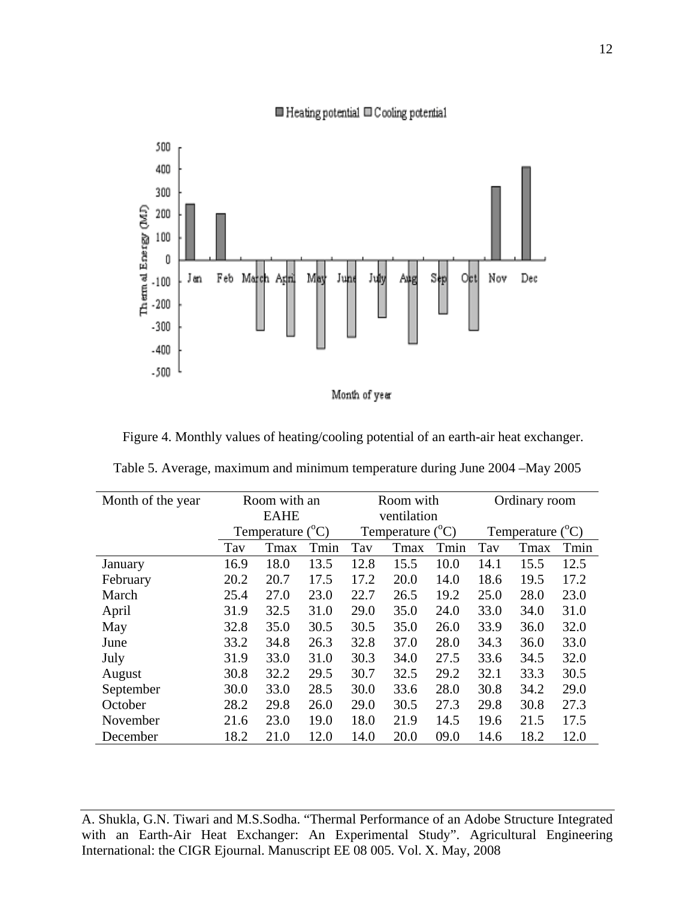Figure 4. Monthly values of heating/cooling potential of an earth-air heat exchanger.

Table 5. Average, maximum and minimum temperature during June 2004 –May 2005

| Month of the year | Room with an EAHE Temperature (°C) | | | Room with ventilation Temperature (°C) | | | Ordinary room Temperature (°C) | | |
|---|---|---|---|---|---|---|---|---|---|
| | Tav | Tmax | Tmin | Tav | Tmax | Tmin | Tav | Tmax | Tmin |
| January | 16.9 | 18.0 | 13.5 | 12.8 | 15.5 | 10.0 | 14.1 | 15.5 | 12.5 |
| February | 20.2 | 20.7 | 17.5 | 17.2 | 20.0 | 14.0 | 18.6 | 19.5 | 17.2 |
| March | 25.4 | 27.0 | 23.0 | 22.7 | 26.5 | 19.2 | 25.0 | 28.0 | 23.0 |
| April | 31.9 | 32.5 | 31.0 | 29.0 | 35.0 | 24.0 | 33.0 | 34.0 | 31.0 |
| May | 32.8 | 35.0 | 30.5 | 30.5 | 35.0 | 26.0 | 33.9 | 36.0 | 32.0 |
| June | 33.2 | 34.8 | 26.3 | 32.8 | 37.0 | 28.0 | 34.3 | 36.0 | 33.0 |
| July | 31.9 | 33.0 | 31.0 | 30.3 | 34.0 | 27.5 | 33.6 | 34.5 | 32.0 |
| August | 30.8 | 32.2 | 29.5 | 30.7 | 32.5 | 29.2 | 32.1 | 33.3 | 30.5 |
| September | 30.0 | 33.0 | 28.5 | 30.0 | 33.6 | 28.0 | 30.8 | 34.2 | 29.0 |
| October | 28.2 | 29.8 | 26.0 | 29.0 | 30.5 | 27.3 | 29.8 | 30.8 | 27.3 |
| November | 21.6 | 23.0 | 19.0 | 18.0 | 21.9 | 14.5 | 19.6 | 21.5 | 17.5 |
| December | 18.2 | 21.0 | 12.0 | 14.0 | 20.0 | 09.0 | 14.6 | 18.2 | 12.0 |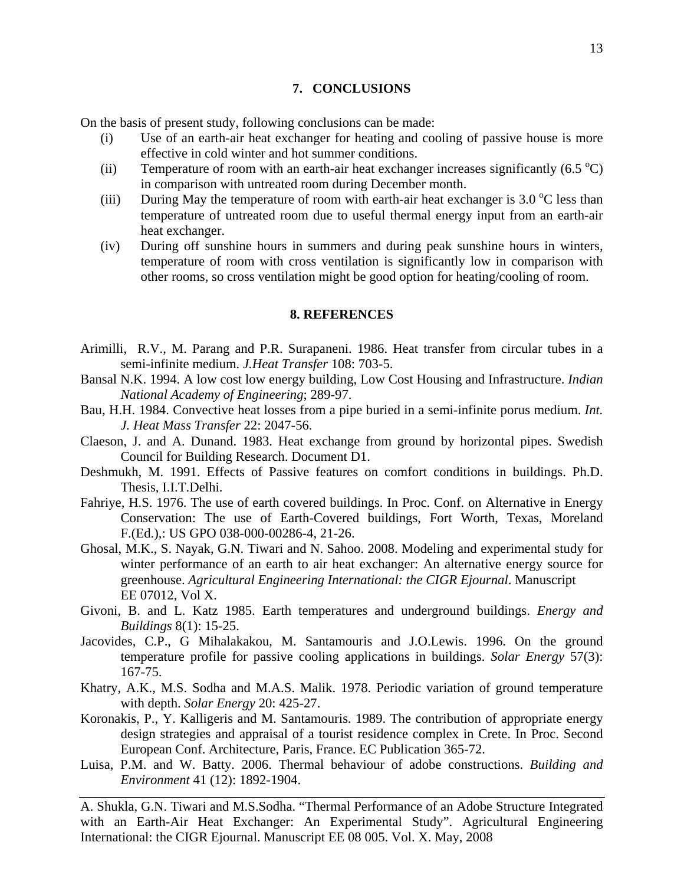## 7. CONCLUSIONS

On the basis of present study, following conclusions can be made:

(i) Use of an earth-air heat exchanger for heating and cooling of passive house is more effective in cold winter and hot summer conditions.

(ii) Temperature of room with an earth-air heat exchanger increases significantly (6.5 $^{o}$C) in comparison with untreated room during December month.

(iii) During May the temperature of room with earth-air heat exchanger is 3.0 $^{o}$C less than temperature of untreated room due to useful thermal energy input from an earth-air heat exchanger.

(iv) During off sunshine hours in summers and during peak sunshine hours in winters, temperature of room with cross ventilation is significantly low in comparison with other rooms, so cross ventilation might be good option for heating/cooling of room.

## 8. REFERENCES

Arimilli, R.V., M. Parang and P.R. Surapaneni. 1986. Heat transfer from circular tubes in a semi-infinite medium. *J.Heat Transfer* 108: 703-5.

Bansal N.K. 1994. A low cost low energy building, Low Cost Housing and Infrastructure. *Indian National Academy of Engineering*; 289-97.

Bau, H.H. 1984. Convective heat losses from a pipe buried in a semi-infinite porus medium. *Int. J. Heat Mass Transfer* 22: 2047-56.

Claeson, J. and A. Dunand. 1983. Heat exchange from ground by horizontal pipes. Swedish Council for Building Research. Document D1.

Deshmukh, M. 1991. Effects of Passive features on comfort conditions in buildings. Ph.D. Thesis, I.I.T.Delhi.

Fahriye, H.S. 1976. The use of earth covered buildings. In Proc. Conf. on Alternative in Energy Conservation: The use of Earth-Covered buildings, Fort Worth, Texas, Moreland F.(Ed.),: US GPO 038-000-00286-4, 21-26.

Ghosal, M.K., S. Nayak, G.N. Tiwari and N. Sahoo. 2008. Modeling and experimental study for winter performance of an earth to air heat exchanger: An alternative energy source for greenhouse. *Agricultural Engineering International: the CIGR Ejournal*. Manuscript EE 07012, Vol X.

Givoni, B. and L. Katz 1985. Earth temperatures and underground buildings. *Energy and Buildings* 8(1): 15-25.

Jacovides, C.P., G Mihalakakou, M. Santamouris and J.O.Lewis. 1996. On the ground temperature profile for passive cooling applications in buildings. *Solar Energy* 57(3): 167-75.

Khatry, A.K., M.S. Sodha and M.A.S. Malik. 1978. Periodic variation of ground temperature with depth. *Solar Energy* 20: 425-27.

Koronakis, P., Y. Kalligeris and M. Santamouris. 1989. The contribution of appropriate energy design strategies and appraisal of a tourist residence complex in Crete. In Proc. Second European Conf. Architecture, Paris, France. EC Publication 365-72.

Luisa, P.M. and W. Batty. 2006. Thermal behaviour of adobe constructions. *Building and Environment* 41 (12): 1892-1904.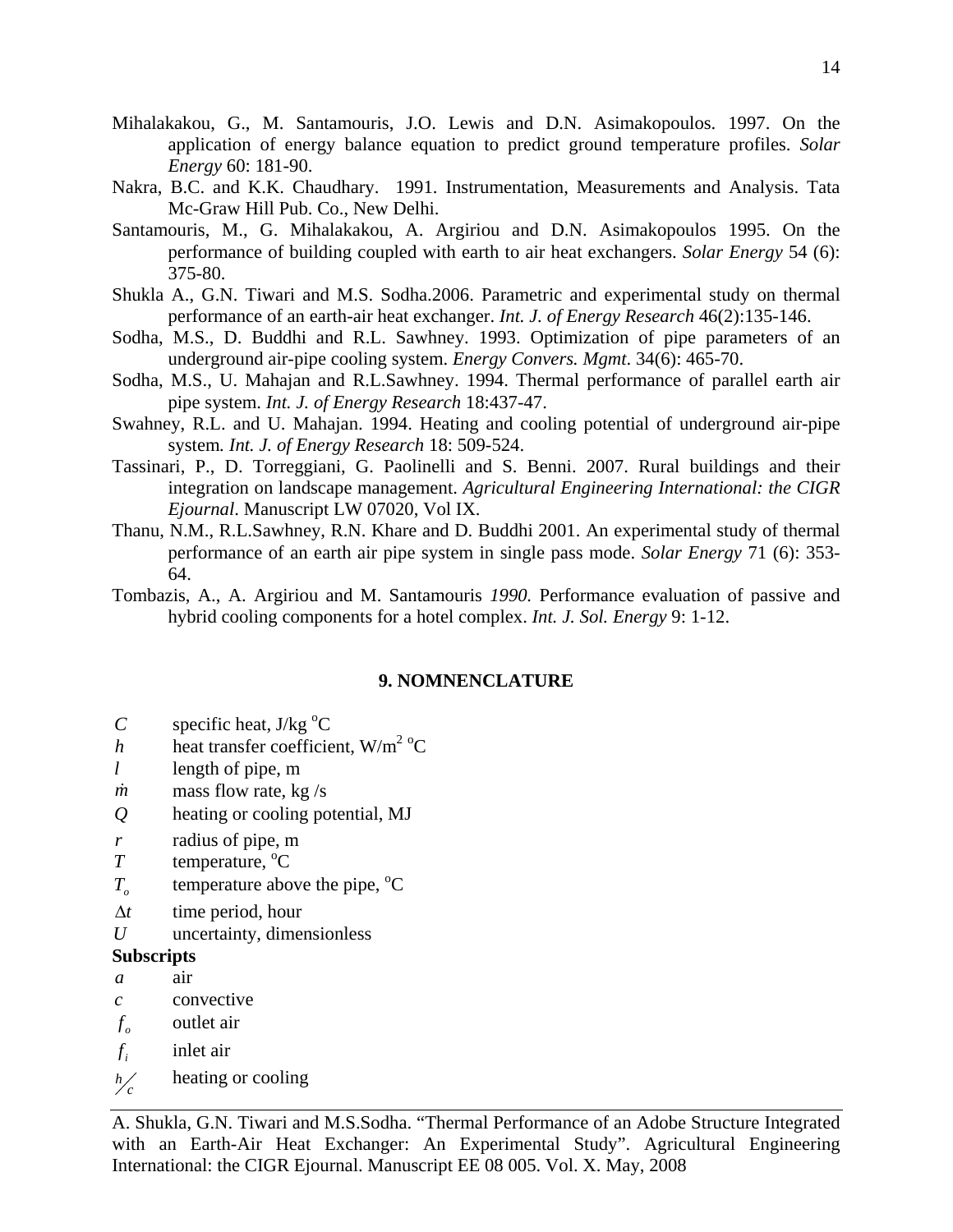Mihalakakou, G., M. Santamouris, J.O. Lewis and D.N. Asimakopoulos. 1997. On the application of energy balance equation to predict ground temperature profiles. *Solar Energy* 60: 181-90.

Nakra, B.C. and K.K. Chaudhary. 1991. Instrumentation, Measurements and Analysis. Tata Mc-Graw Hill Pub. Co., New Delhi.

Santamouris, M., G. Mihalakakou, A. Argiriou and D.N. Asimakopoulos 1995. On the performance of building coupled with earth to air heat exchangers. *Solar Energy* 54 (6): 375-80.

Shukla A., G.N. Tiwari and M.S. Sodha.2006. Parametric and experimental study on thermal performance of an earth-air heat exchanger. *Int. J. of Energy Research* 46(2):135-146.

Sodha, M.S., D. Buddhi and R.L. Sawhney. 1993. Optimization of pipe parameters of an underground air-pipe cooling system. *Energy Convers. Mgmt*. 34(6): 465-70.

Sodha, M.S., U. Mahajan and R.L.Sawhney. 1994. Thermal performance of parallel earth air pipe system. *Int. J. of Energy Research* 18:437-47.

Swahney, R.L. and U. Mahajan. 1994. Heating and cooling potential of underground air-pipe system. *Int. J. of Energy Research* 18: 509-524.

Tassinari, P., D. Torreggiani, G. Paolinelli and S. Benni. 2007. Rural buildings and their integration on landscape management. *Agricultural Engineering International: the CIGR Ejournal*. Manuscript LW 07020, Vol IX.

Thanu, N.M., R.L.Sawhney, R.N. Khare and D. Buddhi 2001. An experimental study of thermal performance of an earth air pipe system in single pass mode. *Solar Energy* 71 (6): 353-64.

Tombazis, A., A. Argiriou and M. Santamouris *1990.* Performance evaluation of passive and hybrid cooling components for a hotel complex. *Int. J. Sol. Energy* 9: 1-12.

## 9. NOMNENCLATURE

$C$ specific heat, J/kg °C  
$h$ heat transfer coefficient, W/m$^2$ °C  
$l$ length of pipe, m  
$\dot{m}$ mass flow rate, kg /s  
$Q$ heating or cooling potential, MJ  
$r$ radius of pipe, m  
$T$ temperature, °C  
$T_o$ temperature above the pipe, °C  
$\Delta t$ time period, hour  
$U$ uncertainty, dimensionless

**Subscripts**

$a$ air  
$c$ convective  
$f_o$ outlet air  
$f_i$ inlet air  
$h/c$ heating or cooling

A. Shukla, G.N. Tiwari and M.S.Sodha. "Thermal Performance of an Adobe Structure Integrated with an Earth-Air Heat Exchanger: An Experimental Study". Agricultural Engineering International: the CIGR Ejournal. Manuscript EE 08 005. Vol. X. May, 2008